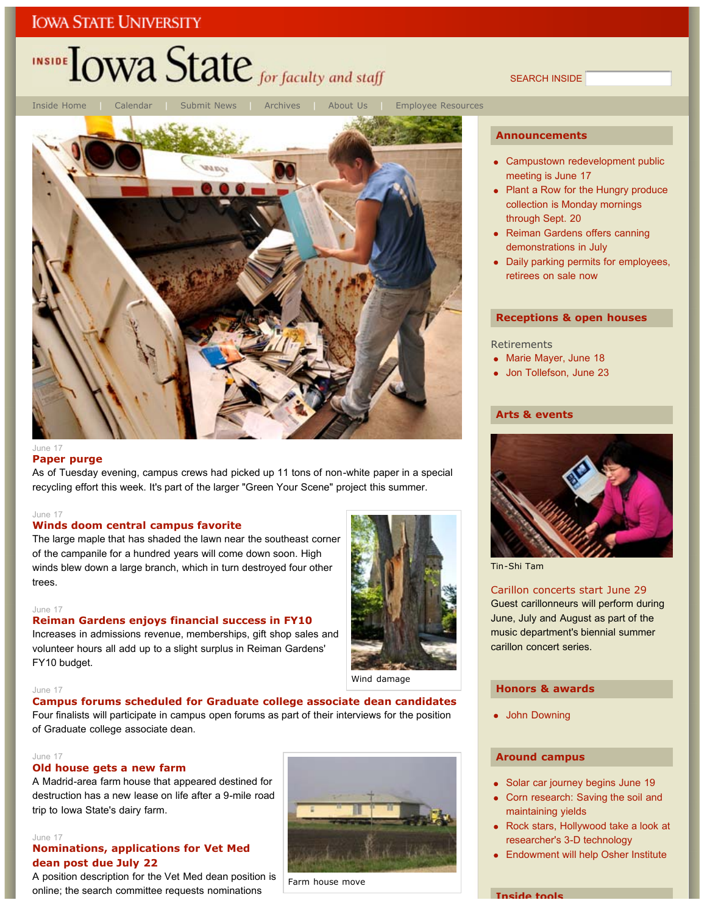IOWA STATE UNIVERSITY

# INSIDE Iowa State *for faculty and staff*

SEARCH INSIDE

Inside Home | Calendar | Submit News | Archives | About Us | Employee Resources

June 17

## Paper purge

As of Tuesday evening, campus crews had picked up 11 tons of non-white paper in a special recycling effort this week. It's part of the larger "Green Your Scene" project this summer.

June 17

## Winds doom central campus favorite

The large maple that has shaded the lawn near the southeast corner of the campanile for a hundred years will come down soon. High winds blew down a large branch, which in turn destroyed four other trees.

Wind damage

June 17

## Reiman Gardens enjoys financial success in FY10

Increases in admissions revenue, memberships, gift shop sales and volunteer hours all add up to a slight surplus in Reiman Gardens' FY10 budget.

June 17

## Campus forums scheduled for Graduate college associate dean candidates

Four finalists will participate in campus open forums as part of their interviews for the position of Graduate college associate dean.

June 17

## Old house gets a new farm

A Madrid-area farm house that appeared destined for destruction has a new lease on life after a 9-mile road trip to Iowa State's dairy farm.

Farm house move

June 17

## Nominations, applications for Vet Med dean post due July 22

A position description for the Vet Med dean position is online; the search committee requests nominations

## Announcements

- Campustown redevelopment public meeting is June 17
- Plant a Row for the Hungry produce collection is Monday mornings through Sept. 20
- Reiman Gardens offers canning demonstrations in July
- Daily parking permits for employees, retirees on sale now

## Receptions & open houses

Retirements

- Marie Mayer, June 18
- Jon Tollefson, June 23

## Arts & events

Tin-Shi Tam

### Carillon concerts start June 29

Guest carillonneurs will perform during June, July and August as part of the music department's biennial summer carillon concert series.

## Honors & awards

- John Downing

## Around campus

- Solar car journey begins June 19
- Corn research: Saving the soil and maintaining yields
- Rock stars, Hollywood take a look at researcher's 3-D technology
- Endowment will help Osher Institute

## Inside tools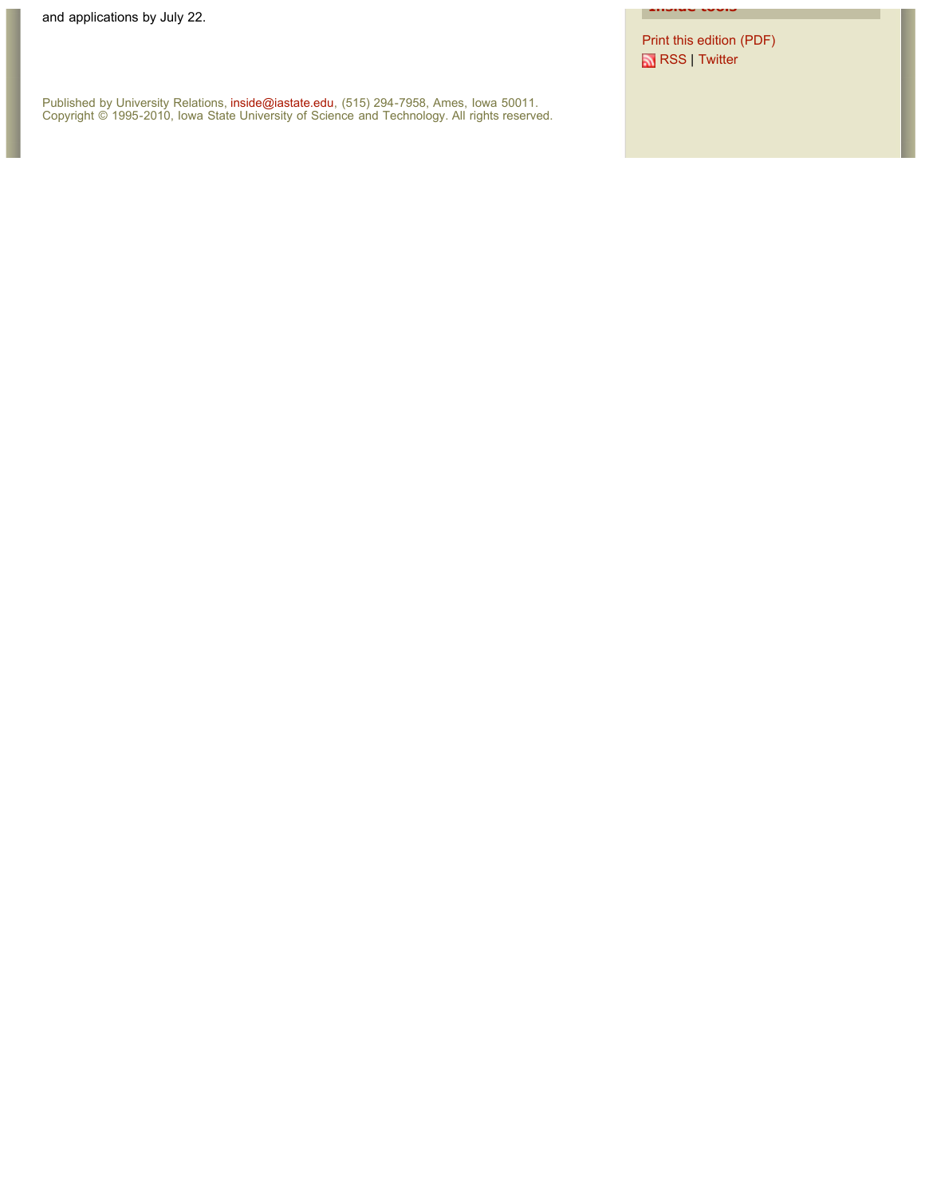and applications by July 22.

Published by University Relations, inside@iastate.edu, (515) 294-7958, Ames, Iowa 50011.
Copyright © 1995-2010, Iowa State University of Science and Technology. All rights reserved.

**Inside tools**

Print this edition (PDF)

RSS | Twitter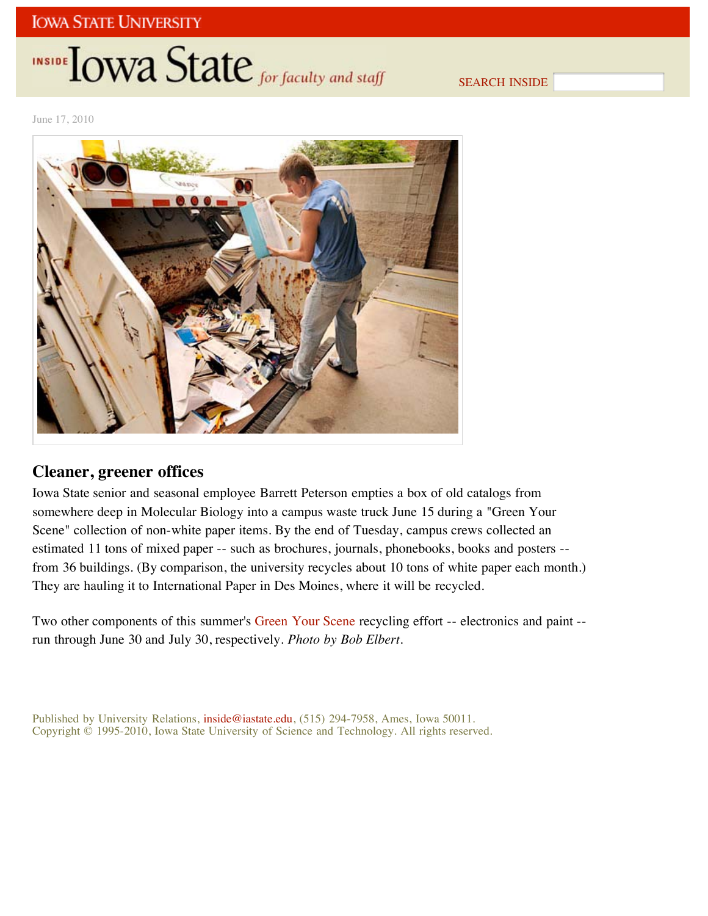June 17, 2010

## Cleaner, greener offices

Iowa State senior and seasonal employee Barrett Peterson empties a box of old catalogs from somewhere deep in Molecular Biology into a campus waste truck June 15 during a "Green Your Scene" collection of non-white paper items. By the end of Tuesday, campus crews collected an estimated 11 tons of mixed paper -- such as brochures, journals, phonebooks, books and posters -- from 36 buildings. (By comparison, the university recycles about 10 tons of white paper each month.) They are hauling it to International Paper in Des Moines, where it will be recycled.

Two other components of this summer's Green Your Scene recycling effort -- electronics and paint -- run through June 30 and July 30, respectively. *Photo by Bob Elbert.*

Published by University Relations, inside@iastate.edu, (515) 294-7958, Ames, Iowa 50011.
Copyright © 1995-2010, Iowa State University of Science and Technology. All rights reserved.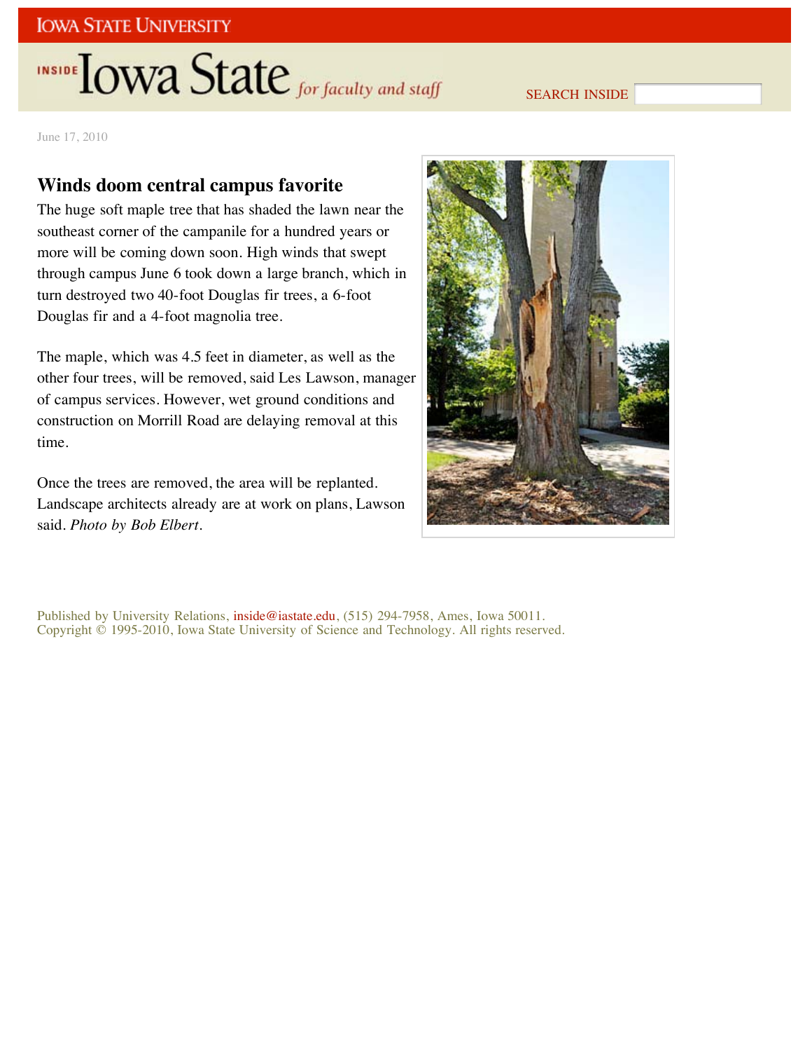June 17, 2010

## Winds doom central campus favorite

The huge soft maple tree that has shaded the lawn near the southeast corner of the campanile for a hundred years or more will be coming down soon. High winds that swept through campus June 6 took down a large branch, which in turn destroyed two 40-foot Douglas fir trees, a 6-foot Douglas fir and a 4-foot magnolia tree.

The maple, which was 4.5 feet in diameter, as well as the other four trees, will be removed, said Les Lawson, manager of campus services. However, wet ground conditions and construction on Morrill Road are delaying removal at this time.

Once the trees are removed, the area will be replanted. Landscape architects already are at work on plans, Lawson said. *Photo by Bob Elbert*.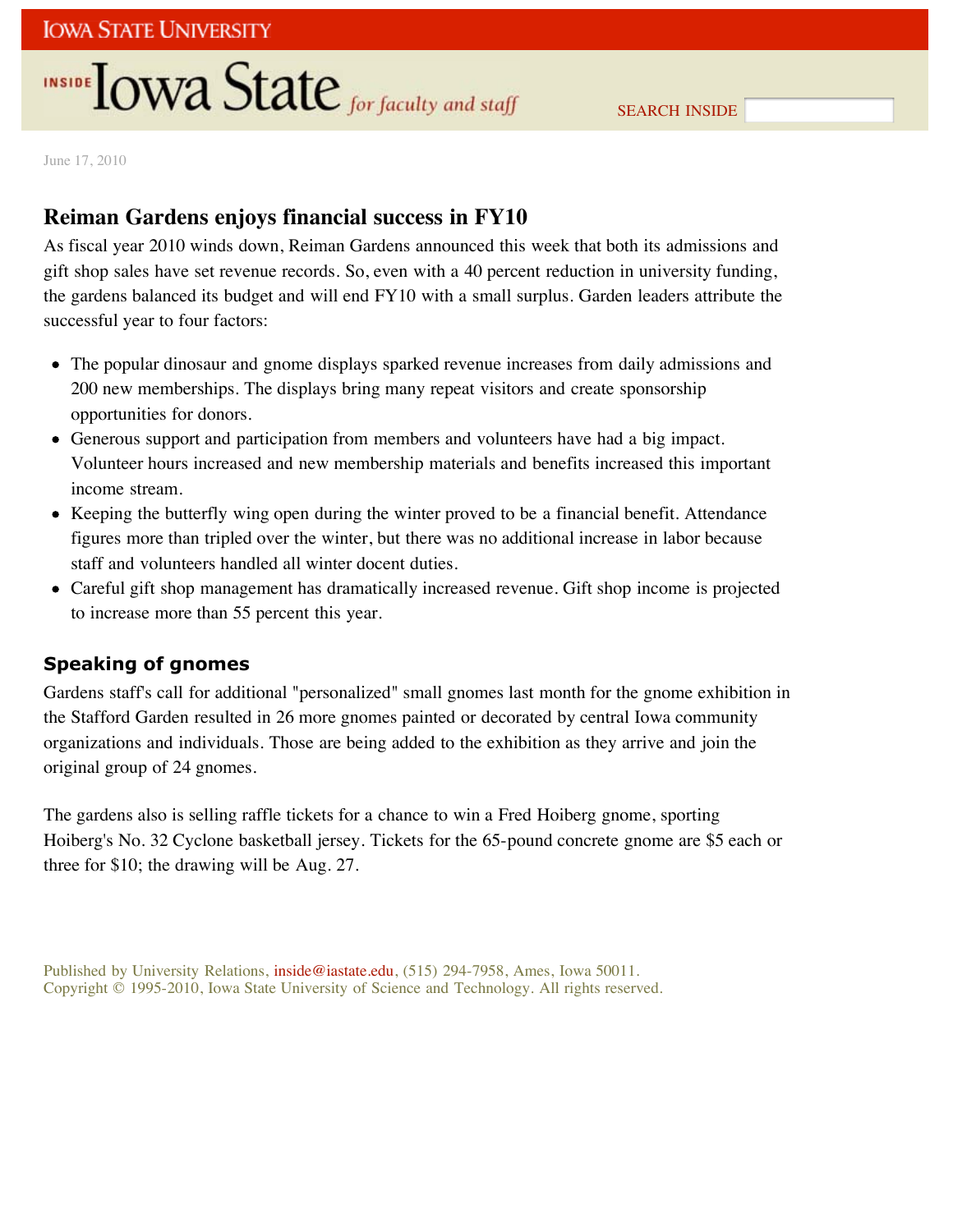June 17, 2010

## Reiman Gardens enjoys financial success in FY10

As fiscal year 2010 winds down, Reiman Gardens announced this week that both its admissions and gift shop sales have set revenue records. So, even with a 40 percent reduction in university funding, the gardens balanced its budget and will end FY10 with a small surplus. Garden leaders attribute the successful year to four factors:

- The popular dinosaur and gnome displays sparked revenue increases from daily admissions and 200 new memberships. The displays bring many repeat visitors and create sponsorship opportunities for donors.
- Generous support and participation from members and volunteers have had a big impact. Volunteer hours increased and new membership materials and benefits increased this important income stream.
- Keeping the butterfly wing open during the winter proved to be a financial benefit. Attendance figures more than tripled over the winter, but there was no additional increase in labor because staff and volunteers handled all winter docent duties.
- Careful gift shop management has dramatically increased revenue. Gift shop income is projected to increase more than 55 percent this year.

### Speaking of gnomes

Gardens staff's call for additional "personalized" small gnomes last month for the gnome exhibition in the Stafford Garden resulted in 26 more gnomes painted or decorated by central Iowa community organizations and individuals. Those are being added to the exhibition as they arrive and join the original group of 24 gnomes.

The gardens also is selling raffle tickets for a chance to win a Fred Hoiberg gnome, sporting Hoiberg's No. 32 Cyclone basketball jersey. Tickets for the 65-pound concrete gnome are $5 each or three for $10; the drawing will be Aug. 27.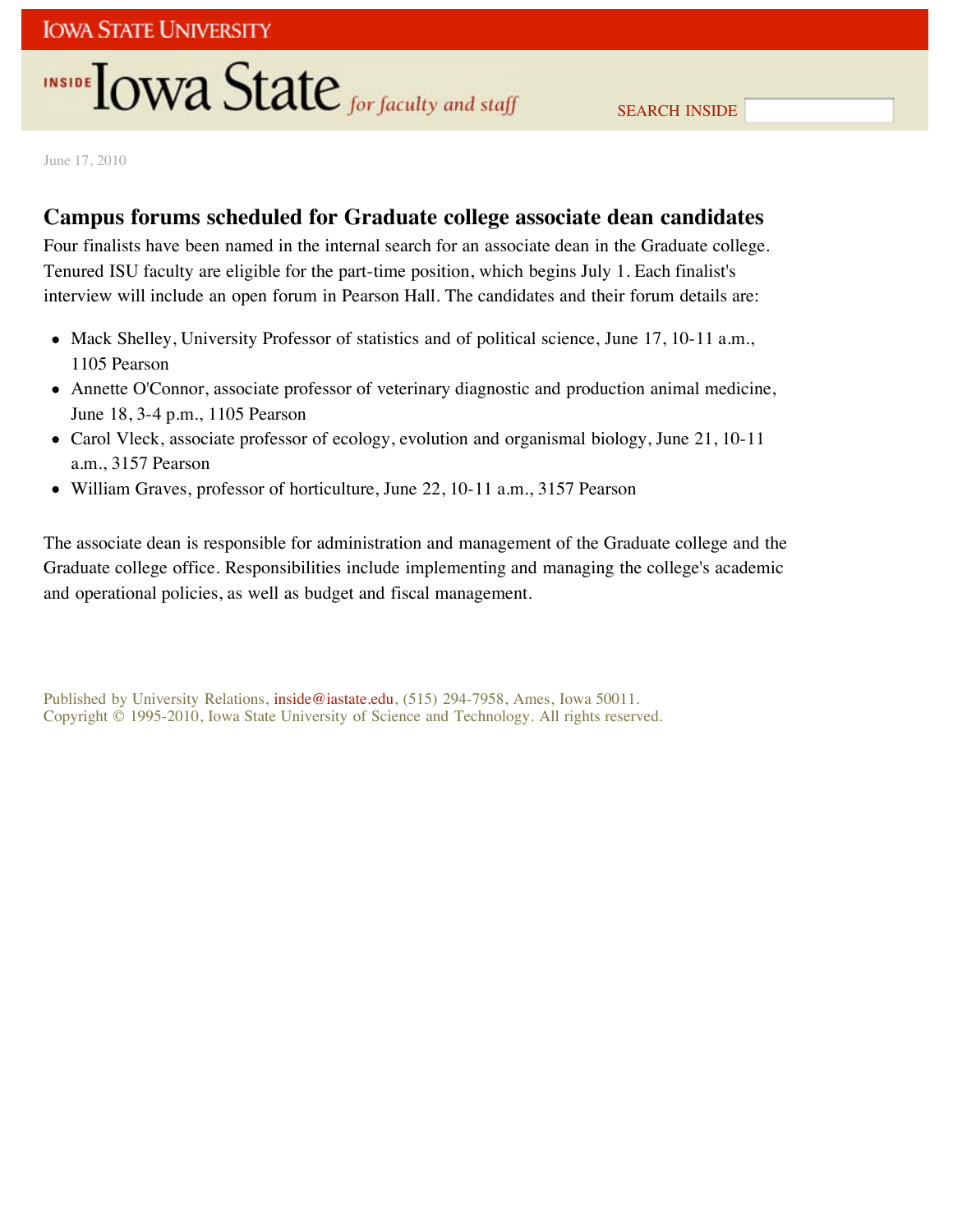June 17, 2010

## Campus forums scheduled for Graduate college associate dean candidates

Four finalists have been named in the internal search for an associate dean in the Graduate college. Tenured ISU faculty are eligible for the part-time position, which begins July 1. Each finalist's interview will include an open forum in Pearson Hall. The candidates and their forum details are:

- Mack Shelley, University Professor of statistics and of political science, June 17, 10-11 a.m., 1105 Pearson
- Annette O'Connor, associate professor of veterinary diagnostic and production animal medicine, June 18, 3-4 p.m., 1105 Pearson
- Carol Vleck, associate professor of ecology, evolution and organismal biology, June 21, 10-11 a.m., 3157 Pearson
- William Graves, professor of horticulture, June 22, 10-11 a.m., 3157 Pearson

The associate dean is responsible for administration and management of the Graduate college and the Graduate college office. Responsibilities include implementing and managing the college's academic and operational policies, as well as budget and fiscal management.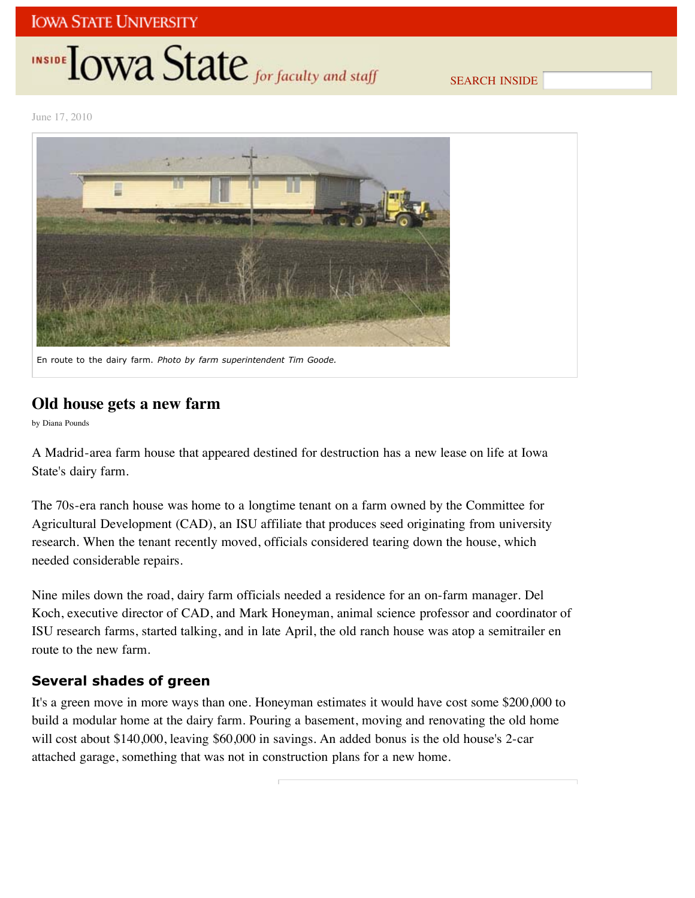IOWA STATE UNIVERSITY

# INSIDE Iowa State *for faculty and staff*

SEARCH INSIDE

June 17, 2010

En route to the dairy farm. *Photo by farm superintendent Tim Goode.*

## Old house gets a new farm

by Diana Pounds

A Madrid-area farm house that appeared destined for destruction has a new lease on life at Iowa State's dairy farm.

The 70s-era ranch house was home to a longtime tenant on a farm owned by the Committee for Agricultural Development (CAD), an ISU affiliate that produces seed originating from university research. When the tenant recently moved, officials considered tearing down the house, which needed considerable repairs.

Nine miles down the road, dairy farm officials needed a residence for an on-farm manager. Del Koch, executive director of CAD, and Mark Honeyman, animal science professor and coordinator of ISU research farms, started talking, and in late April, the old ranch house was atop a semitrailer en route to the new farm.

### Several shades of green

It's a green move in more ways than one. Honeyman estimates it would have cost some $200,000 to build a modular home at the dairy farm. Pouring a basement, moving and renovating the old home will cost about $140,000, leaving $60,000 in savings. An added bonus is the old house's 2-car attached garage, something that was not in construction plans for a new home.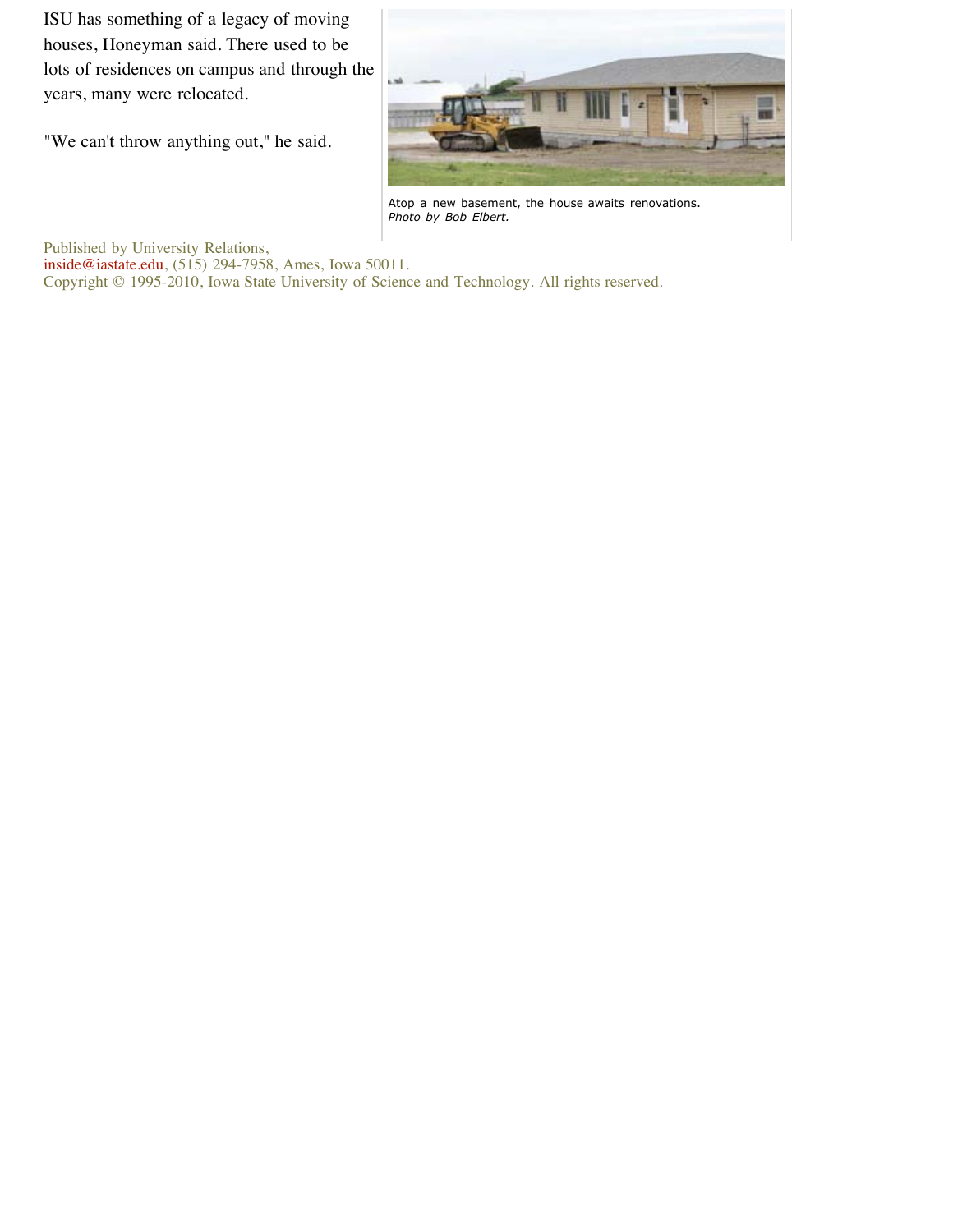ISU has something of a legacy of moving houses, Honeyman said. There used to be lots of residences on campus and through the years, many were relocated.

"We can't throw anything out," he said.

Atop a new basement, the house awaits renovations.
*Photo by Bob Elbert.*

Published by University Relations,
inside@iastate.edu, (515) 294-7958, Ames, Iowa 50011.
Copyright © 1995-2010, Iowa State University of Science and Technology. All rights reserved.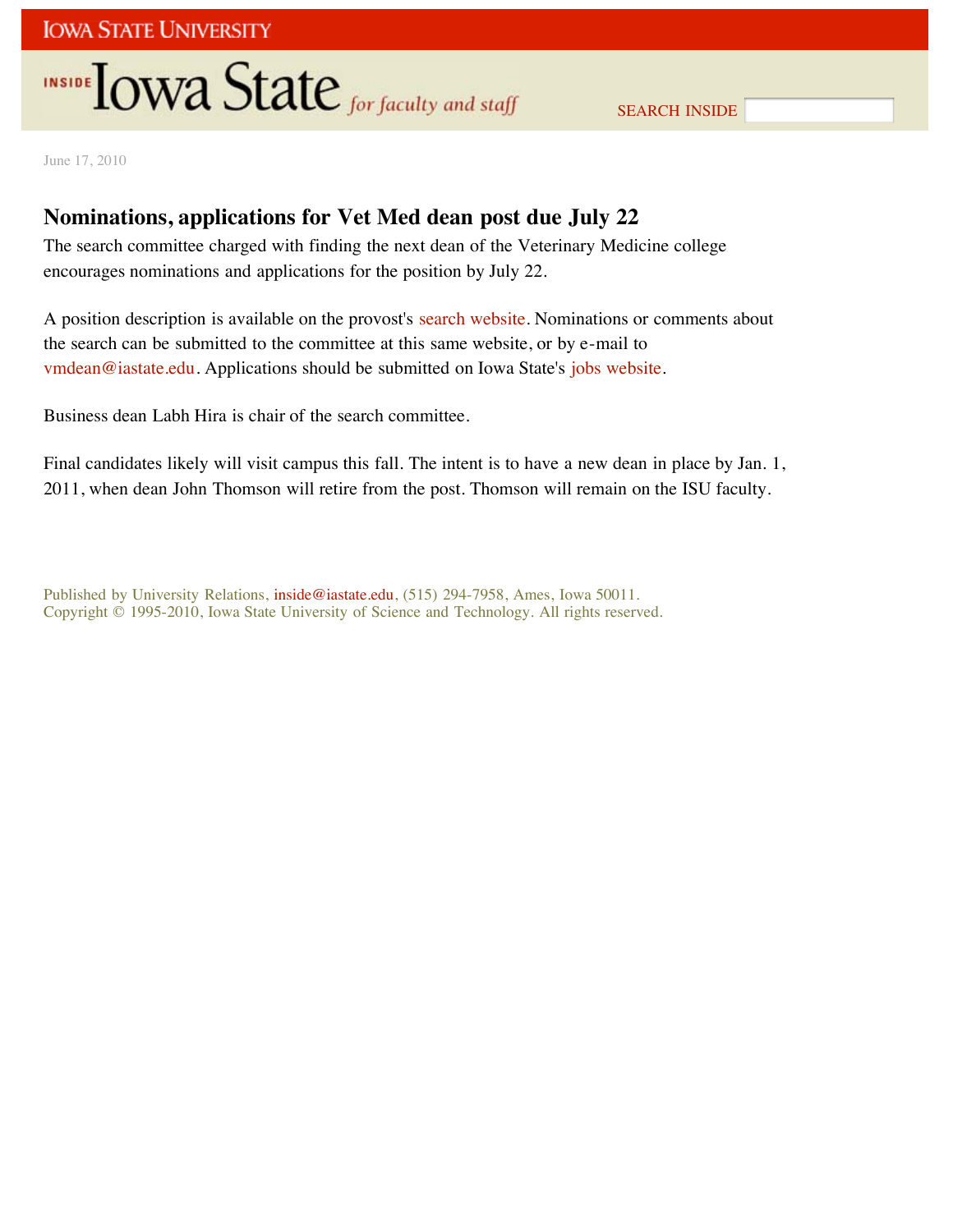June 17, 2010

## Nominations, applications for Vet Med dean post due July 22

The search committee charged with finding the next dean of the Veterinary Medicine college encourages nominations and applications for the position by July 22.

A position description is available on the provost's search website. Nominations or comments about the search can be submitted to the committee at this same website, or by e-mail to vmdean@iastate.edu. Applications should be submitted on Iowa State's jobs website.

Business dean Labh Hira is chair of the search committee.

Final candidates likely will visit campus this fall. The intent is to have a new dean in place by Jan. 1, 2011, when dean John Thomson will retire from the post. Thomson will remain on the ISU faculty.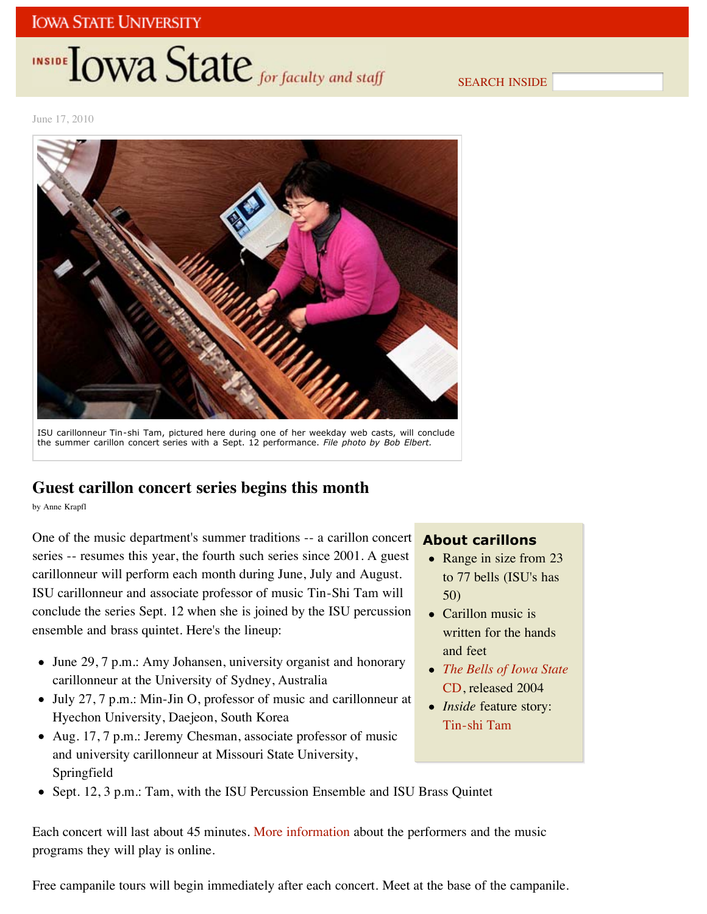June 17, 2010

ISU carillonneur Tin-shi Tam, pictured here during one of her weekday web casts, will conclude the summer carillon concert series with a Sept. 12 performance. *File photo by Bob Elbert.*

## Guest carillon concert series begins this month

by Anne Krapfl

One of the music department's summer traditions -- a carillon concert series -- resumes this year, the fourth such series since 2001. A guest carillonneur will perform each month during June, July and August. ISU carillonneur and associate professor of music Tin-Shi Tam will conclude the series Sept. 12 when she is joined by the ISU percussion ensemble and brass quintet. Here's the lineup:

- June 29, 7 p.m.: Amy Johansen, university organist and honorary carillonneur at the University of Sydney, Australia
- July 27, 7 p.m.: Min-Jin O, professor of music and carillonneur at Hyechon University, Daejeon, South Korea
- Aug. 17, 7 p.m.: Jeremy Chesman, associate professor of music and university carillonneur at Missouri State University, Springfield
- Sept. 12, 3 p.m.: Tam, with the ISU Percussion Ensemble and ISU Brass Quintet

Each concert will last about 45 minutes. More information about the performers and the music programs they will play is online.

Free campanile tours will begin immediately after each concert. Meet at the base of the campanile.

### About carillons

- Range in size from 23 to 77 bells (ISU's has 50)
- Carillon music is written for the hands and feet
- *The Bells of Iowa State* CD, released 2004
- *Inside* feature story: Tin-shi Tam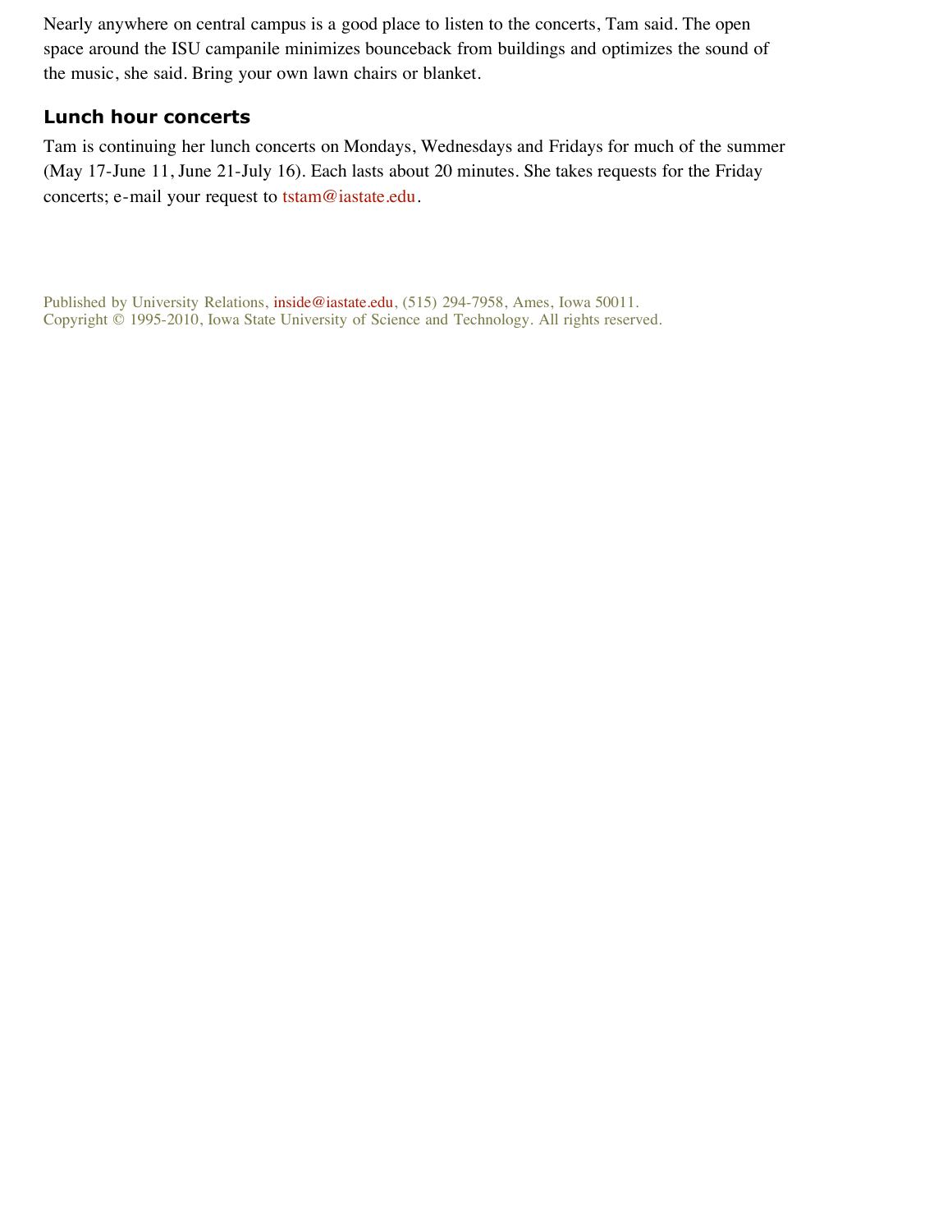Nearly anywhere on central campus is a good place to listen to the concerts, Tam said. The open space around the ISU campanile minimizes bounceback from buildings and optimizes the sound of the music, she said. Bring your own lawn chairs or blanket.

## Lunch hour concerts

Tam is continuing her lunch concerts on Mondays, Wednesdays and Fridays for much of the summer (May 17-June 11, June 21-July 16). Each lasts about 20 minutes. She takes requests for the Friday concerts; e-mail your request to tstam@iastate.edu.

Published by University Relations, inside@iastate.edu, (515) 294-7958, Ames, Iowa 50011.
Copyright © 1995-2010, Iowa State University of Science and Technology. All rights reserved.